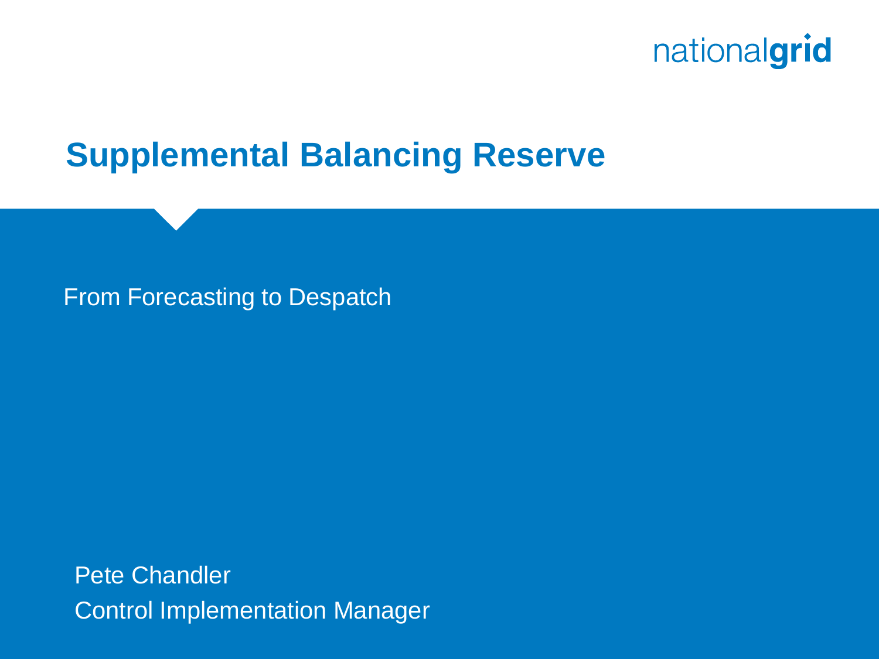nationalgrid

# Supplemental Balancing Reserve

From Forecasting to Despatch

Pete Chandler

Control Implementation Manager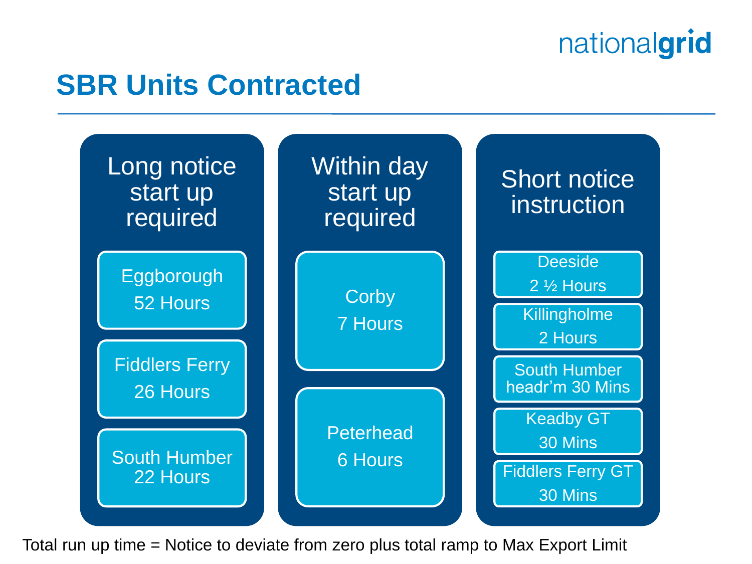# SBR Units Contracted

## Long notice start up required

- Eggborough 52 Hours
- Fiddlers Ferry 26 Hours
- South Humber 22 Hours

## Within day start up required

- Corby 7 Hours
- Peterhead 6 Hours

## Short notice instruction

- Deeside 2 ½ Hours
- Killingholme 2 Hours
- South Humber headr'm 30 Mins
- Keadby GT 30 Mins
- Fiddlers Ferry GT 30 Mins

Total run up time = Notice to deviate from zero plus total ramp to Max Export Limit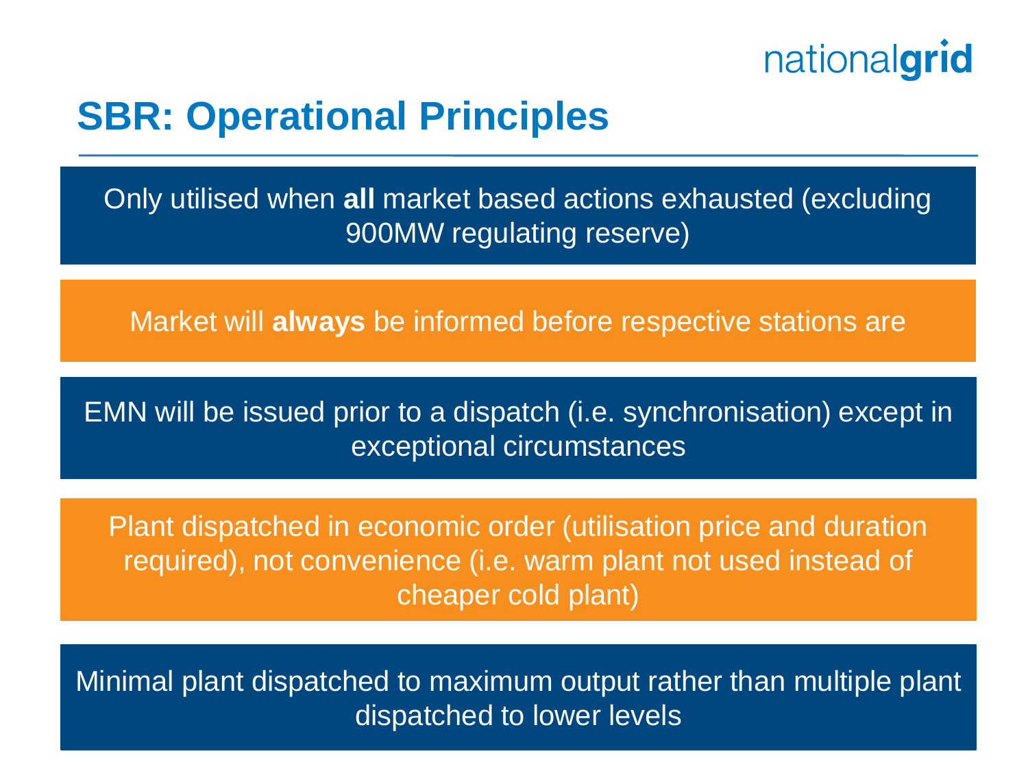# SBR: Operational Principles

Only utilised when **all** market based actions exhausted (excluding 900MW regulating reserve)

Market will **always** be informed before respective stations are

EMN will be issued prior to a dispatch (i.e. synchronisation) except in exceptional circumstances

Plant dispatched in economic order (utilisation price and duration required), not convenience (i.e. warm plant not used instead of cheaper cold plant)

Minimal plant dispatched to maximum output rather than multiple plant dispatched to lower levels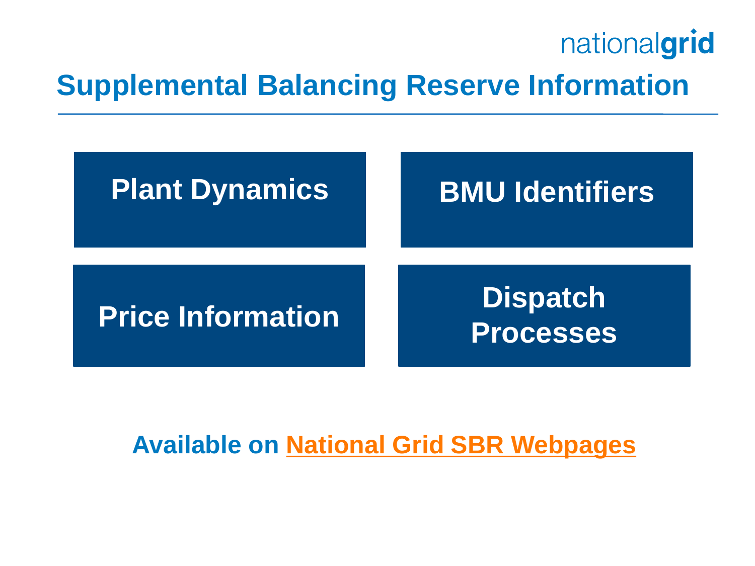# Supplemental Balancing Reserve Information

- **Plant Dynamics**
- **BMU Identifiers**
- **Price Information**
- **Dispatch Processes**

**Available on National Grid SBR Webpages**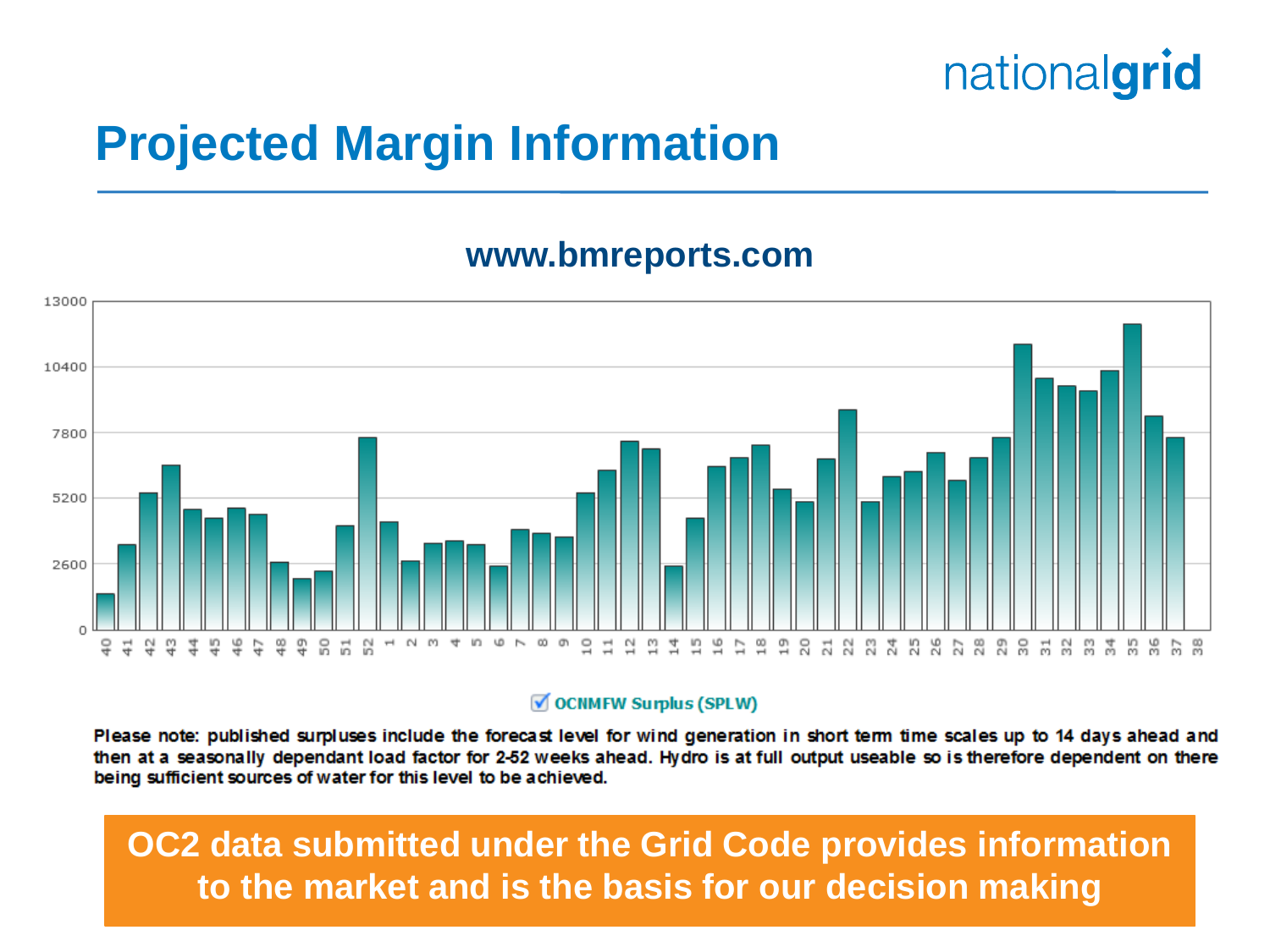# Projected Margin Information

**www.bmreports.com**

☑ OCNMFW Surplus (SPLW)

**Please note: published surpluses include the forecast level for wind generation in short term time scales up to 14 days ahead and then at a seasonally dependant load factor for 2-52 weeks ahead. Hydro is at full output useable so is therefore dependent on there being sufficient sources of water for this level to be achieved.**

**OC2 data submitted under the Grid Code provides information to the market and is the basis for our decision making**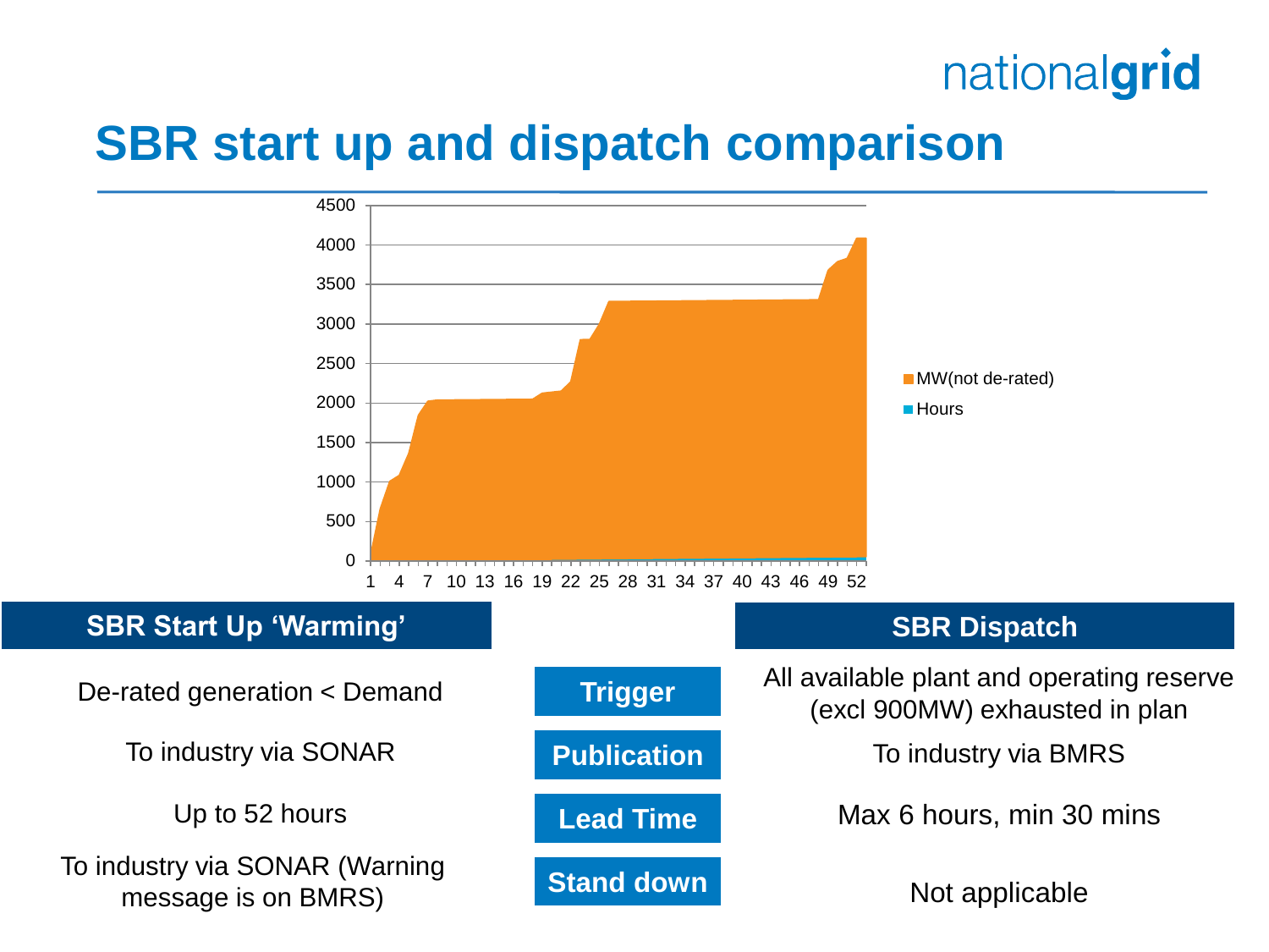# SBR start up and dispatch comparison

| SBR Start Up 'Warming' | | SBR Dispatch |
|---|---|---|
| De-rated generation < Demand | **Trigger** | All available plant and operating reserve (excl 900MW) exhausted in plan |
| To industry via SONAR | **Publication** | To industry via BMRS |
| Up to 52 hours | **Lead Time** | Max 6 hours, min 30 mins |
| To industry via SONAR (Warning message is on BMRS) | **Stand down** | Not applicable |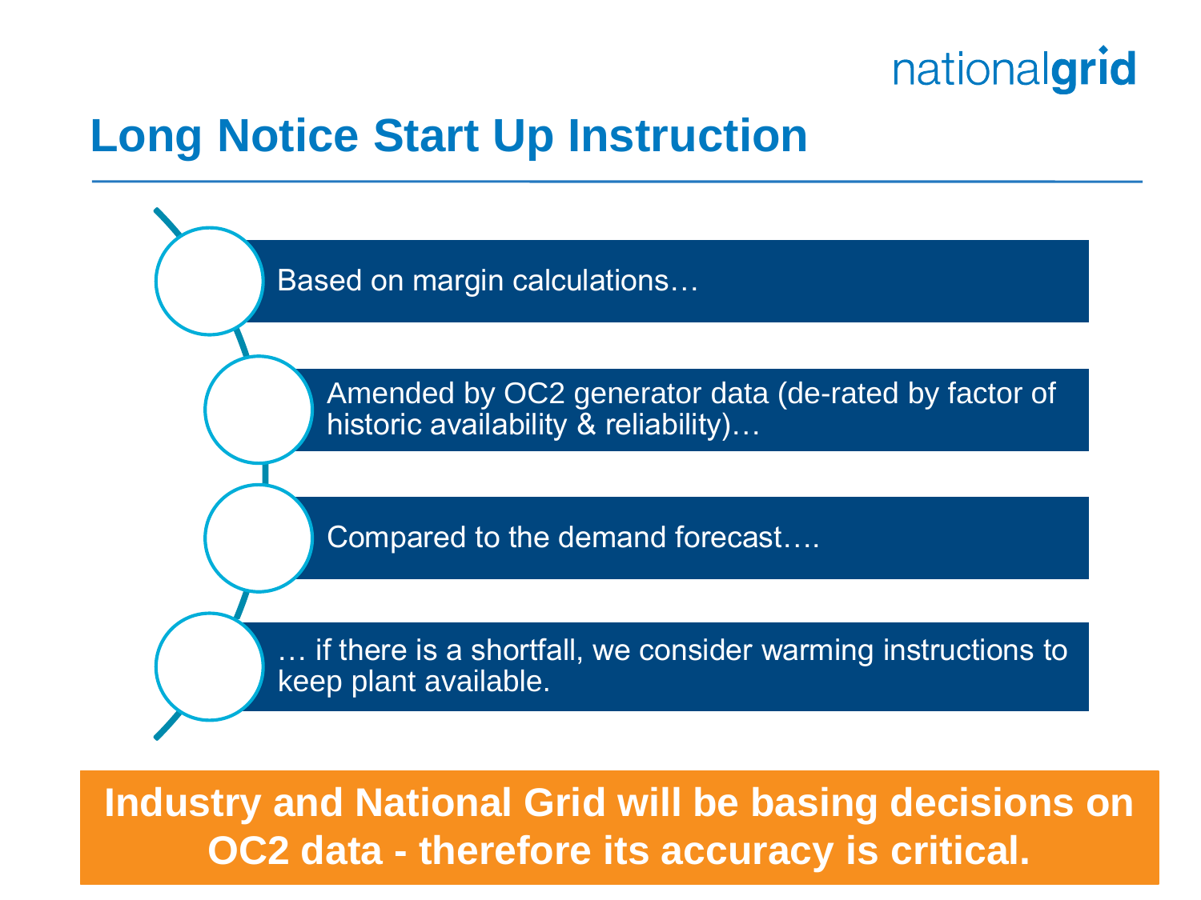# Long Notice Start Up Instruction

- Based on margin calculations…
- Amended by OC2 generator data (de-rated by factor of historic availability & reliability)…
- Compared to the demand forecast….
- … if there is a shortfall, we consider warming instructions to keep plant available.

**Industry and National Grid will be basing decisions on OC2 data - therefore its accuracy is critical.**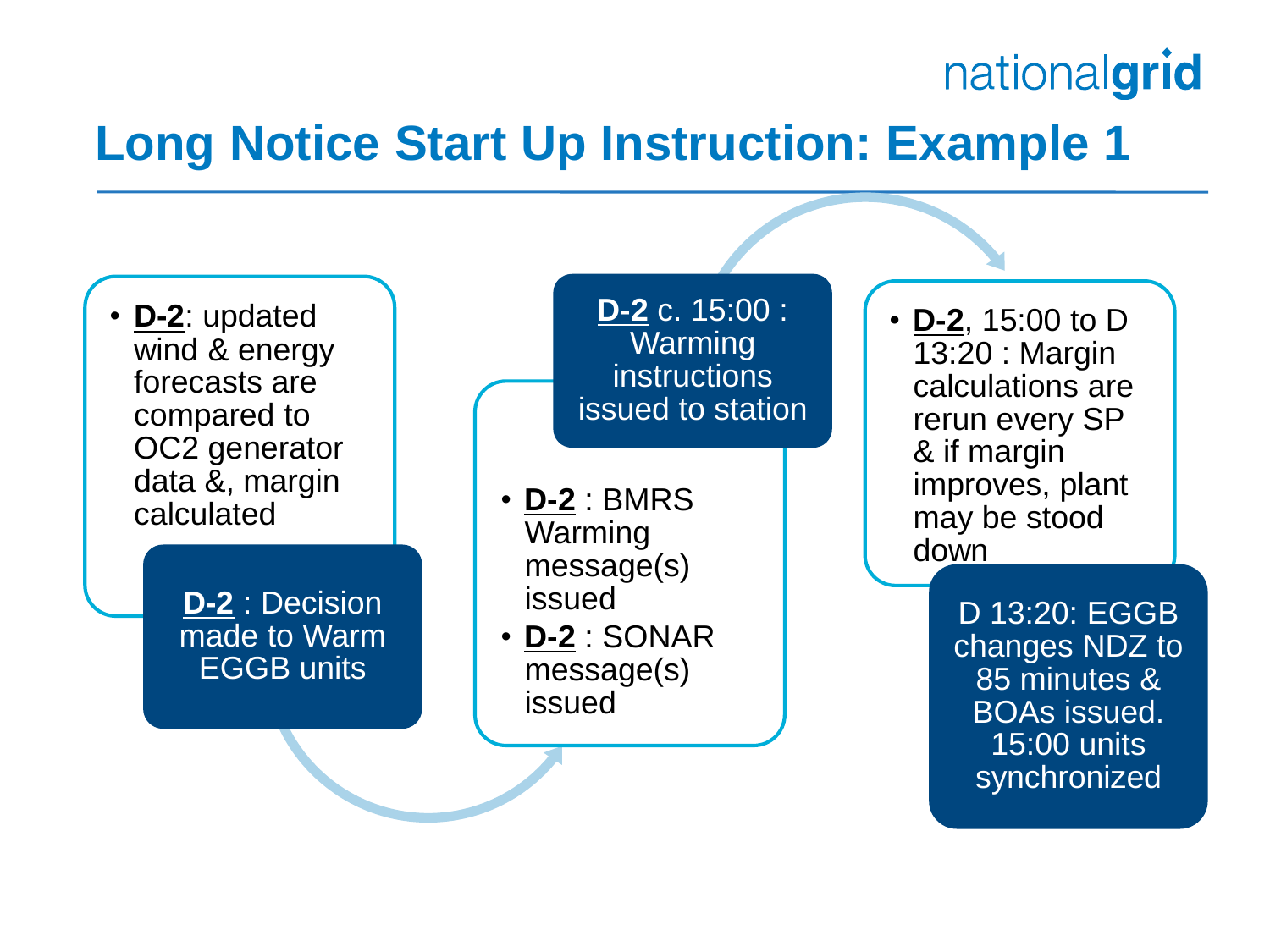# Long Notice Start Up Instruction: Example 1

- **D-2**: updated wind & energy forecasts are compared to OC2 generator data &, margin calculated

**D-2** : Decision made to Warm EGGB units

- **D-2** : BMRS Warming message(s) issued
- **D-2** : SONAR message(s) issued

**D-2** c. 15:00 : Warming instructions issued to station

- **D-2**, 15:00 to D 13:20 : Margin calculations are rerun every SP & if margin improves, plant may be stood down

D 13:20: EGGB changes NDZ to 85 minutes & BOAs issued. 15:00 units synchronized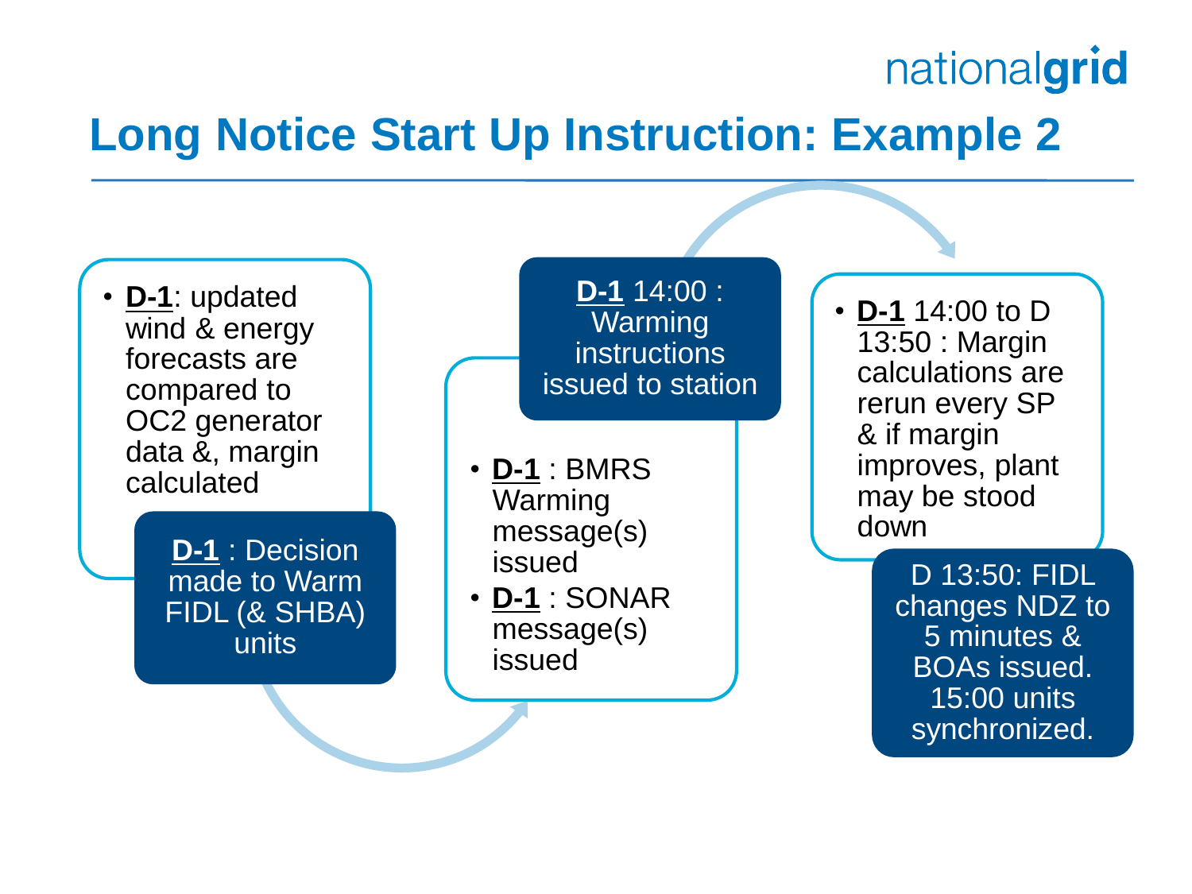# Long Notice Start Up Instruction: Example 2

- **D-1**: updated wind & energy forecasts are compared to OC2 generator data &, margin calculated

**D-1** : Decision made to Warm FIDL (& SHBA) units

**D-1** 14:00 : Warming instructions issued to station

- **D-1** : BMRS Warming message(s) issued
- **D-1** : SONAR message(s) issued

- **D-1** 14:00 to D 13:50 : Margin calculations are rerun every SP & if margin improves, plant may be stood down

D 13:50: FIDL changes NDZ to 5 minutes & BOAs issued. 15:00 units synchronized.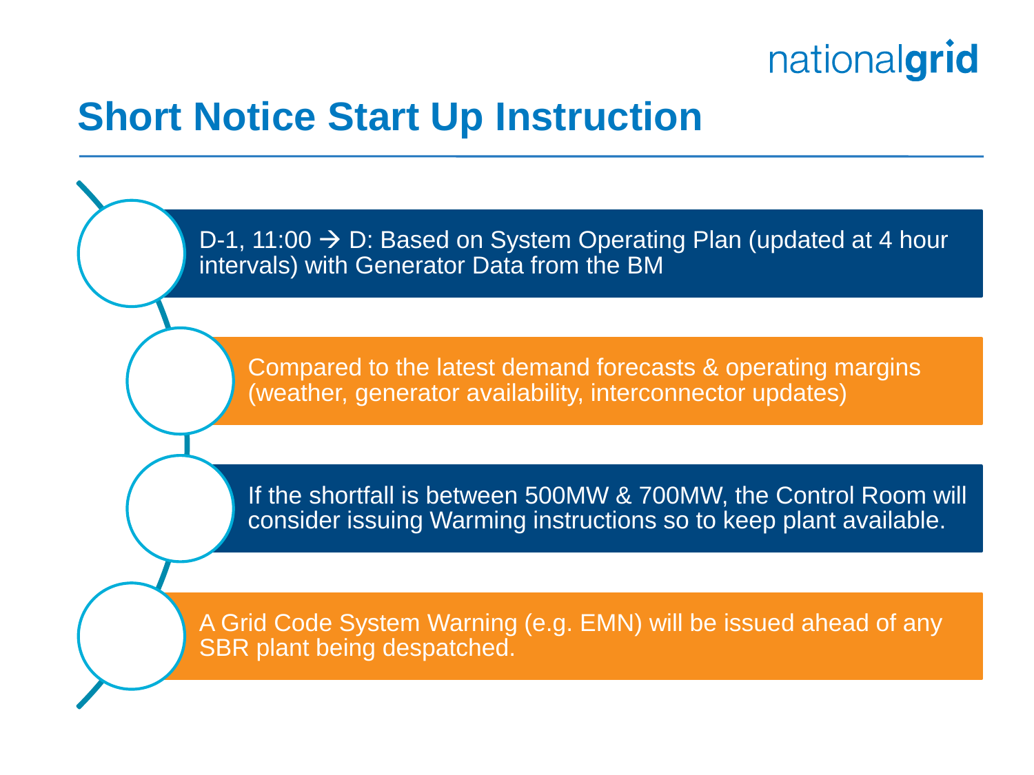# Short Notice Start Up Instruction

- D-1, 11:00 → D: Based on System Operating Plan (updated at 4 hour intervals) with Generator Data from the BM
- Compared to the latest demand forecasts & operating margins (weather, generator availability, interconnector updates)
- If the shortfall is between 500MW & 700MW, the Control Room will consider issuing Warming instructions so to keep plant available.
- A Grid Code System Warning (e.g. EMN) will be issued ahead of any SBR plant being despatched.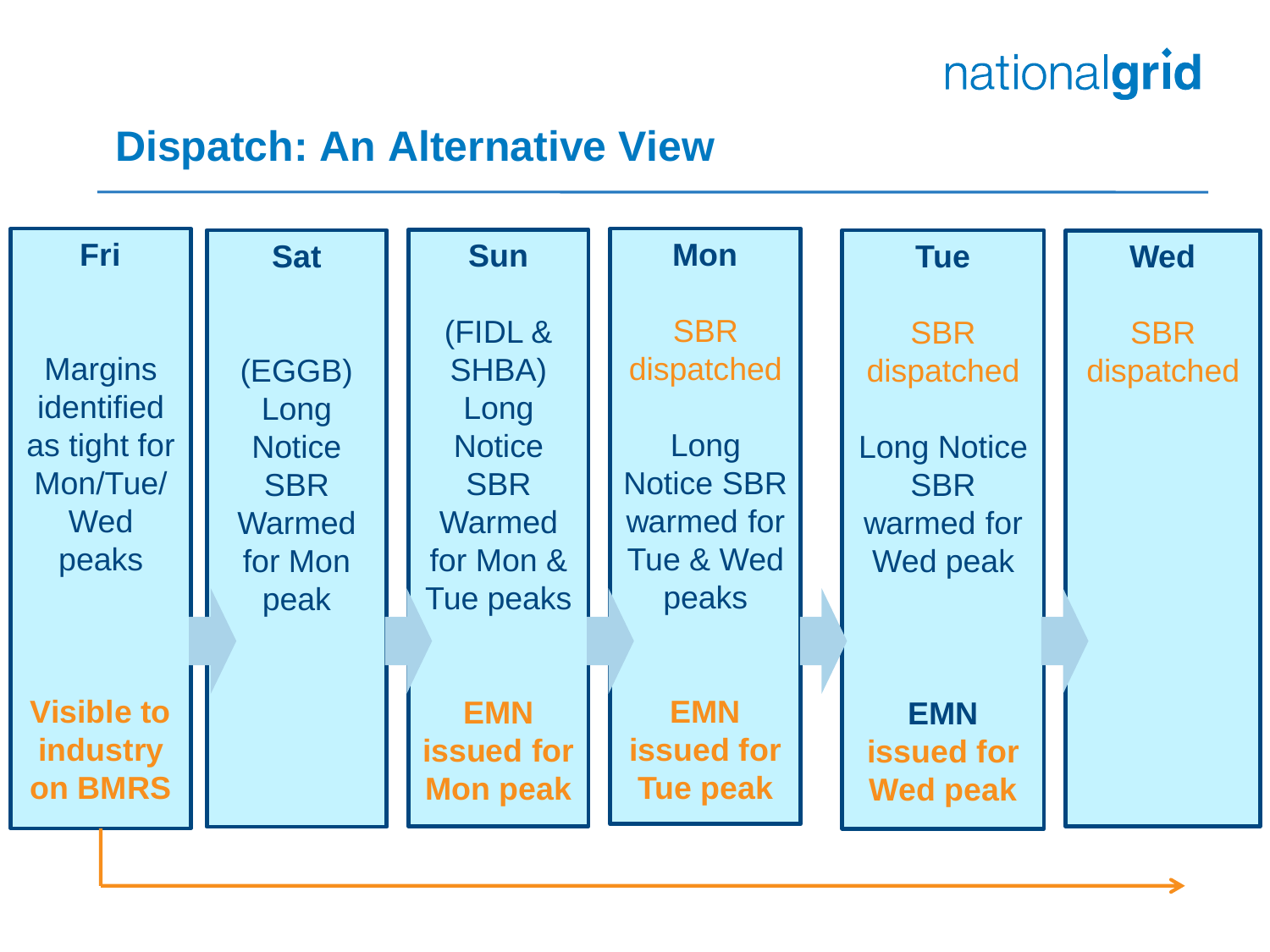## Dispatch: An Alternative View

| Fri | Sat | Sun | Mon | Tue | Wed |
|---|---|---|---|---|---|
| Margins identified as tight for Mon/Tue/Wed peaks | (EGGB) Long Notice SBR Warmed for Mon peak | (FIDL & SHBA) Long Notice SBR Warmed for Mon & Tue peaks | SBR dispatched<br><br>Long Notice SBR warmed for Tue & Wed peaks | SBR dispatched<br><br>Long Notice SBR warmed for Wed peak | SBR dispatched |
| **Visible to industry on BMRS** | | **EMN issued for Mon peak** | **EMN issued for Tue peak** | **EMN issued for Wed peak** | |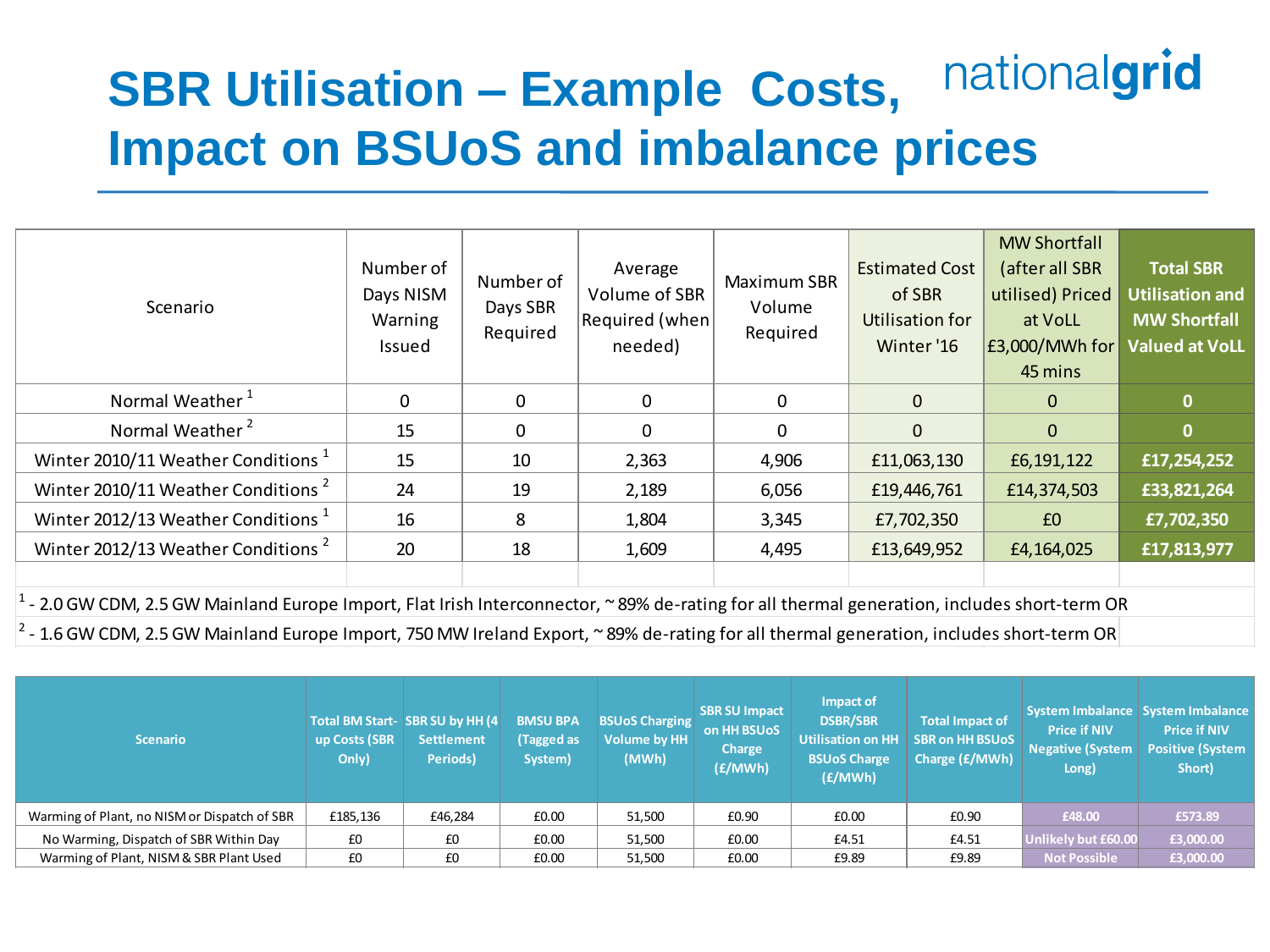# SBR Utilisation – Example Costs, Impact on BSUoS and imbalance prices

| Scenario | Number of Days NISM Warning Issued | Number of Days SBR Required | Average Volume of SBR Required (when needed) | Maximum SBR Volume Required | Estimated Cost of SBR Utilisation for Winter '16 | MW Shortfall (after all SBR utilised) Priced at VoLL £3,000/MWh for 45 mins | Total SBR Utilisation and MW Shortfall Valued at VoLL |
|---|---|---|---|---|---|---|---|
| Normal Weather [1] | 0 | 0 | 0 | 0 | 0 | 0 | **0** |
| Normal Weather [2] | 15 | 0 | 0 | 0 | 0 | 0 | **0** |
| Winter 2010/11 Weather Conditions [1] | 15 | 10 | 2,363 | 4,906 | £11,063,130 | £6,191,122 | **£17,254,252** |
| Winter 2010/11 Weather Conditions [2] | 24 | 19 | 2,189 | 6,056 | £19,446,761 | £14,374,503 | **£33,821,264** |
| Winter 2012/13 Weather Conditions [1] | 16 | 8 | 1,804 | 3,345 | £7,702,350 | £0 | **£7,702,350** |
| Winter 2012/13 Weather Conditions [2] | 20 | 18 | 1,609 | 4,495 | £13,649,952 | £4,164,025 | **£17,813,977** |

[1] - 2.0 GW CDM, 2.5 GW Mainland Europe Import, Flat Irish Interconnector, ~ 89% de-rating for all thermal generation, includes short-term OR

[2] - 1.6 GW CDM, 2.5 GW Mainland Europe Import, 750 MW Ireland Export, ~ 89% de-rating for all thermal generation, includes short-term OR

| Scenario | Total BM Start-up Costs (SBR Only) | SBR SU by HH (4 Settlement Periods) | BMSU BPA (Tagged as System) | BSUoS Charging Volume by HH (MWh) | SBR SU Impact on HH BSUoS Charge (£/MWh) | Impact of DSBR/SBR Utilisation on HH BSUoS Charge (£/MWh) | Total Impact of SBR on HH BSUoS Charge (£/MWh) | System Imbalance Price if NIV Negative (System Long) | System Imbalance Price if NIV Positive (System Short) |
|---|---|---|---|---|---|---|---|---|---|
| Warming of Plant, no NISM or Dispatch of SBR | £185,136 | £46,284 | £0.00 | 51,500 | £0.90 | £0.00 | £0.90 | £48.00 | £573.89 |
| No Warming, Dispatch of SBR Within Day | £0 | £0 | £0.00 | 51,500 | £0.00 | £4.51 | £4.51 | Unlikely but £60.00 | £3,000.00 |
| Warming of Plant, NISM & SBR Plant Used | £0 | £0 | £0.00 | 51,500 | £0.00 | £9.89 | £9.89 | Not Possible | £3,000.00 |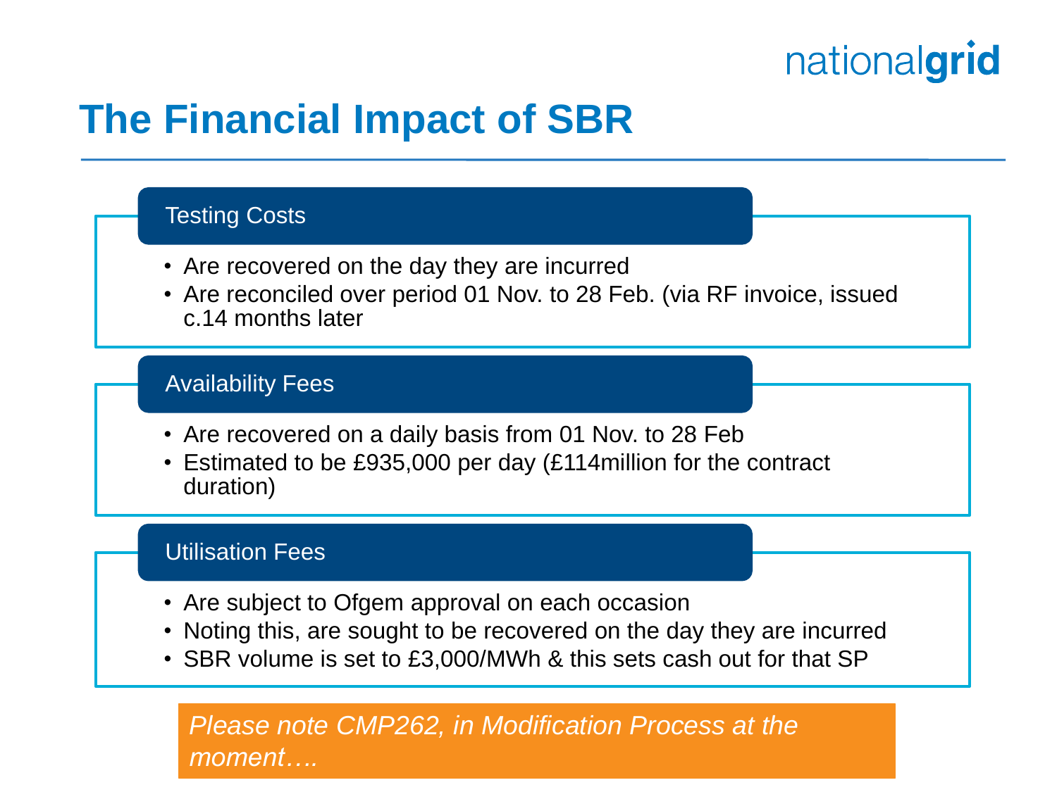# The Financial Impact of SBR

### Testing Costs

- Are recovered on the day they are incurred
- Are reconciled over period 01 Nov. to 28 Feb. (via RF invoice, issued c.14 months later

### Availability Fees

- Are recovered on a daily basis from 01 Nov. to 28 Feb
- Estimated to be £935,000 per day (£114million for the contract duration)

### Utilisation Fees

- Are subject to Ofgem approval on each occasion
- Noting this, are sought to be recovered on the day they are incurred
- SBR volume is set to £3,000/MWh & this sets cash out for that SP

*Please note CMP262, in Modification Process at the moment….*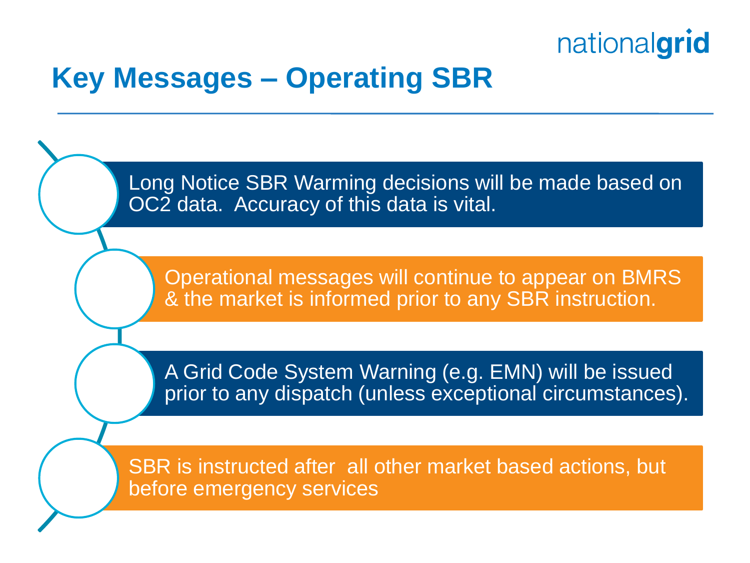# Key Messages – Operating SBR

- Long Notice SBR Warming decisions will be made based on OC2 data. Accuracy of this data is vital.
- Operational messages will continue to appear on BMRS & the market is informed prior to any SBR instruction.
- A Grid Code System Warning (e.g. EMN) will be issued prior to any dispatch (unless exceptional circumstances).
- SBR is instructed after all other market based actions, but before emergency services